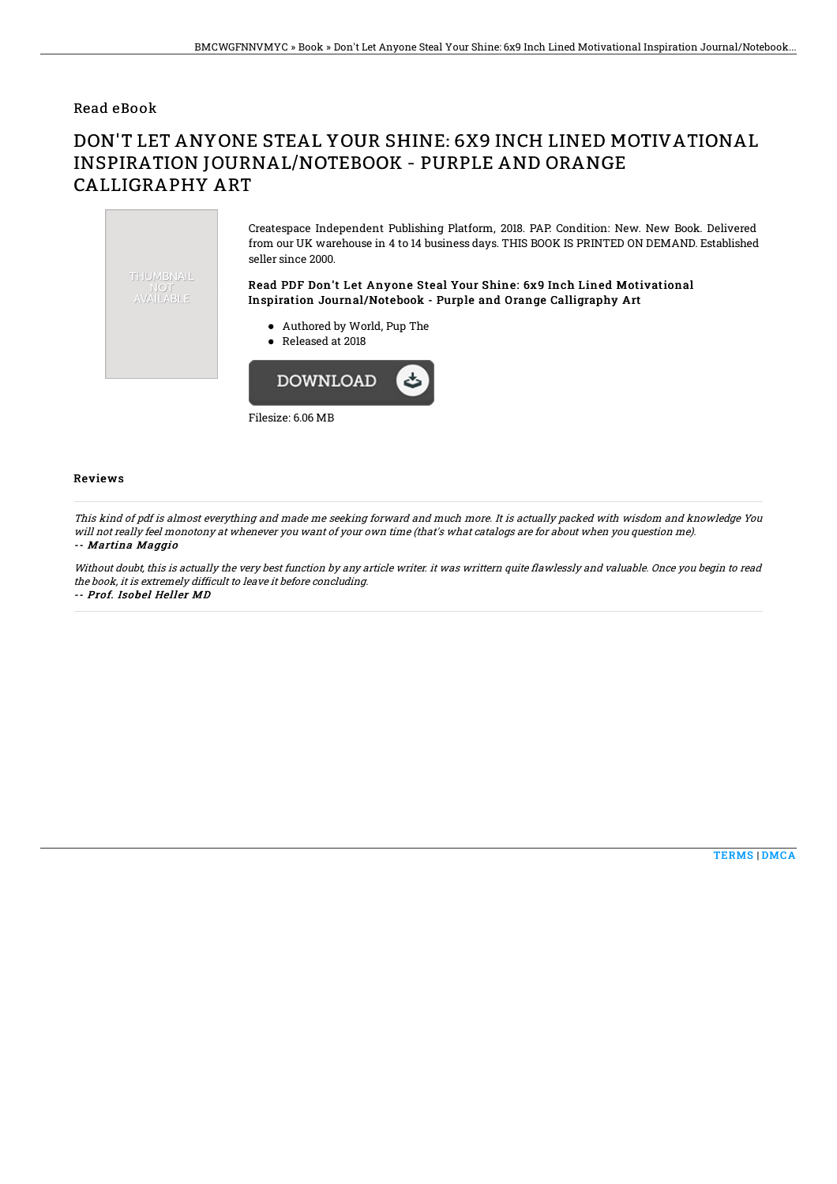Read eBook

# DON'T LET ANYONE STEAL YOUR SHINE: 6X9 INCH LINED MOTIVATIONAL INSPIRATION JOURNAL/NOTEBOOK - PURPLE AND ORANGE CALLIGRAPHY ART

Createspace Independent Publishing Platform, 2018. PAP. Condition: New. New Book. Delivered from our UK warehouse in 4 to 14 business days. THIS BOOK IS PRINTED ON DEMAND. Established seller since 2000.

### Read PDF Don't Let Anyone Steal Your Shine: 6x9 Inch Lined Motivational Inspiration Journal/Notebook - Purple and Orange Calligraphy Art

- Authored by World, Pup The
- Released at 2018

Filesize: 6.06 MB

## Reviews

*This kind of pdf is almost everything and made me seeking forward and much more. It is actually packed with wisdom and knowledge You will not really feel monotony at whenever you want of your own time (that's what catalogs are for about when you question me).*

*-- Martina Maggio*

*Without doubt, this is actually the very best function by any article writer. it was writtern quite flawlessly and valuable. Once you begin to read the book, it is extremely difficult to leave it before concluding.*

*-- Prof. Isobel Heller MD*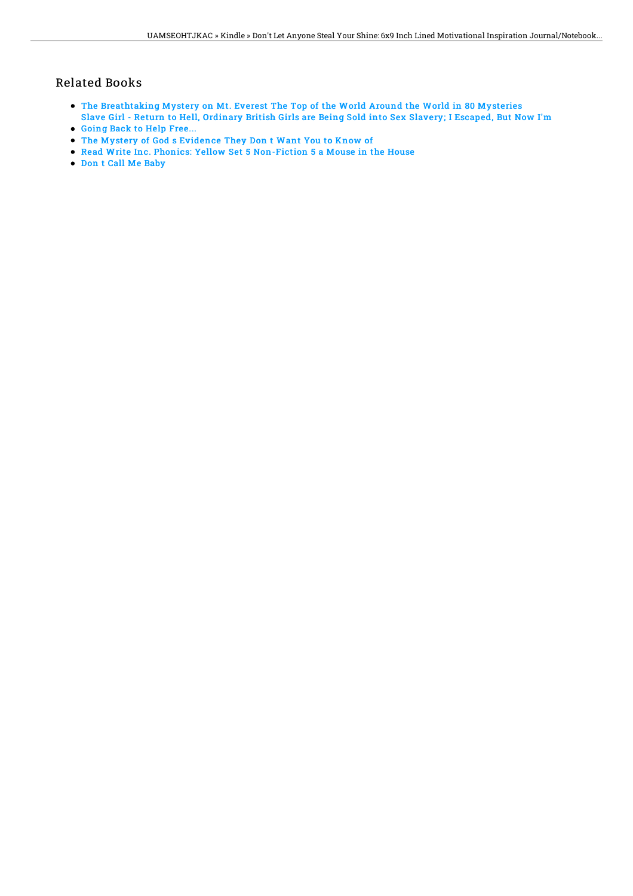## Related Books

- The Breathtaking Mystery on Mt. Everest The Top of the World Around the World in 80 Mysteries
- Slave Girl - Return to Hell, Ordinary British Girls are Being Sold into Sex Slavery; I Escaped, But Now I'm Going Back to Help Free...
- The Mystery of God s Evidence They Don t Want You to Know of
- Read Write Inc. Phonics: Yellow Set 5 Non-Fiction 5 a Mouse in the House
- Don t Call Me Baby